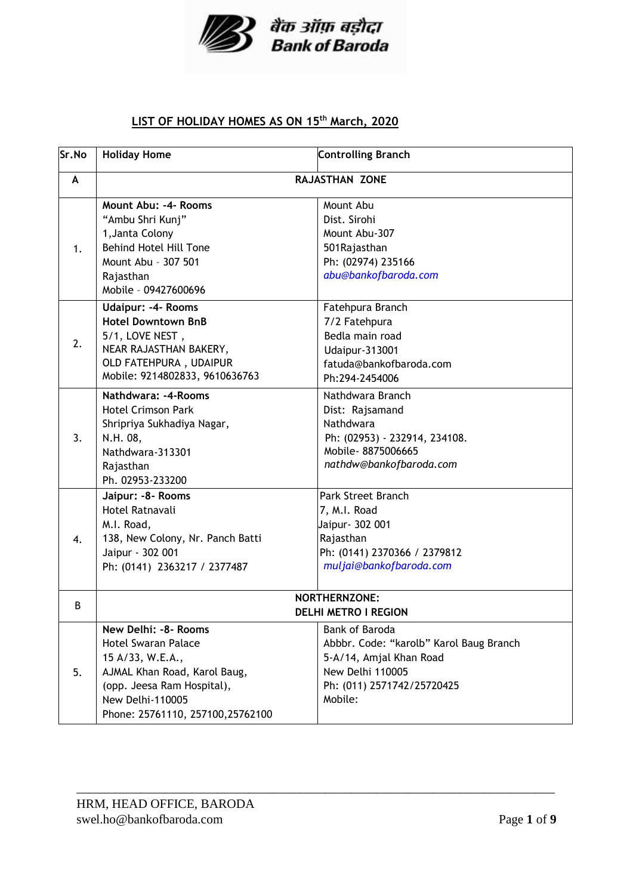बैंक ऑफ़ बड़ौदा
Bank of Baroda

## LIST OF HOLIDAY HOMES AS ON 15th March, 2020

| Sr.No | Holiday Home | Controlling Branch |
|---|---|---|
| **A** | **RAJASTHAN ZONE** | |
| 1. | **Mount Abu: -4- Rooms**<br>"Ambu Shri Kunj"<br>1,Janta Colony<br>Behind Hotel Hill Tone<br>Mount Abu - 307 501<br>Rajasthan<br>Mobile - 09427600696 | Mount Abu<br>Dist. Sirohi<br>Mount Abu-307<br>501Rajasthan<br>Ph: (02974) 235166<br>*abu@bankofbaroda.com* |
| 2. | **Udaipur: -4- Rooms**<br>**Hotel Downtown BnB**<br>5/1, LOVE NEST ,<br>NEAR RAJASTHAN BAKERY,<br>OLD FATEHPURA , UDAIPUR<br>Mobile: 9214802833, 9610636763 | Fatehpura Branch<br>7/2 Fatehpura<br>Bedla main road<br>Udaipur-313001<br>fatuda@bankofbaroda.com<br>Ph:294-2454006 |
| 3. | **Nathdwara: -4-Rooms**<br>Hotel Crimson Park<br>Shripriya Sukhadiya Nagar,<br>N.H. 08,<br>Nathdwara-313301<br>Rajasthan<br>Ph. 02953-233200 | Nathdwara Branch<br>Dist: Rajsamand<br>Nathdwara<br>Ph: (02953) - 232914, 234108.<br>Mobile- 8875006665<br>*nathdw@bankofbaroda.com* |
| 4. | **Jaipur: -8- Rooms**<br>Hotel Ratnavali<br>M.I. Road,<br>138, New Colony, Nr. Panch Batti<br>Jaipur - 302 001<br>Ph: (0141) 2363217 / 2377487 | Park Street Branch<br>7, M.I. Road<br>Jaipur- 302 001<br>Rajasthan<br>Ph: (0141) 2370366 / 2379812<br>*muljai@bankofbaroda.com* |
| B | **NORTHERNZONE:**<br>**DELHI METRO I REGION** | |
| 5. | **New Delhi: -8- Rooms**<br>Hotel Swaran Palace<br>15 A/33, W.E.A.,<br>AJMAL Khan Road, Karol Baug,<br>(opp. Jeesa Ram Hospital),<br>New Delhi-110005<br>Phone: 25761110, 257100,25762100 | Bank of Baroda<br>Abbbr. Code: "karolb" Karol Baug Branch<br>5-A/14, Amjal Khan Road<br>New Delhi 110005<br>Ph: (011) 2571742/25720425<br>Mobile: |

HRM, HEAD OFFICE, BARODA
swel.ho@bankofbaroda.com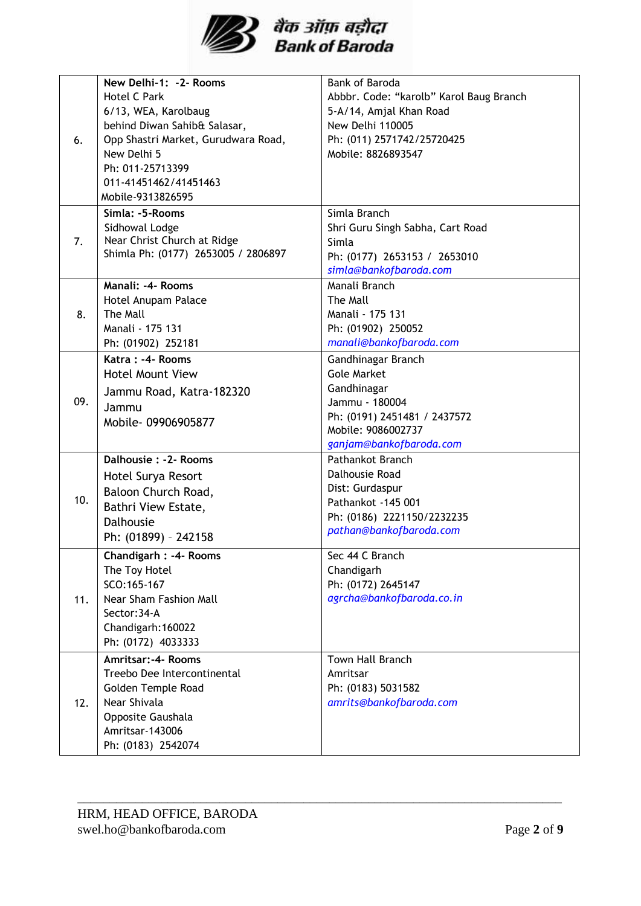| | | |
|---|---|---|
| 6. | **New Delhi-1: -2- Rooms**<br>Hotel C Park<br>6/13, WEA, Karolbaug<br>behind Diwan Sahib& Salasar,<br>Opp Shastri Market, Gurudwara Road,<br>New Delhi 5<br>Ph: 011-25713399<br>011-41451462/41451463<br>Mobile-9313826595 | Bank of Baroda<br>Abbbr. Code: "karolb" Karol Baug Branch<br>5-A/14, Amjal Khan Road<br>New Delhi 110005<br>Ph: (011) 2571742/25720425<br>Mobile: 8826893547 |
| 7. | **Simla: -5-Rooms**<br>Sidhowal Lodge<br>Near Christ Church at Ridge<br>Shimla Ph: (0177) 2653005 / 2806897 | Simla Branch<br>Shri Guru Singh Sabha, Cart Road<br>Simla<br>Ph: (0177) 2653153 / 2653010<br>*simla@bankofbaroda.com* |
| 8. | **Manali: -4- Rooms**<br>Hotel Anupam Palace<br>The Mall<br>Manali - 175 131<br>Ph: (01902) 252181 | Manali Branch<br>The Mall<br>Manali - 175 131<br>Ph: (01902) 250052<br>*manali@bankofbaroda.com* |
| 09. | **Katra : -4- Rooms**<br>Hotel Mount View<br>Jammu Road, Katra-182320<br>Jammu<br>Mobile- 09906905877 | Gandhinagar Branch<br>Gole Market<br>Gandhinagar<br>Jammu - 180004<br>Ph: (0191) 2451481 / 2437572<br>Mobile: 9086002737<br>*ganjam@bankofbaroda.com* |
| 10. | **Dalhousie : -2- Rooms**<br>Hotel Surya Resort<br>Baloon Church Road,<br>Bathri View Estate,<br>Dalhousie<br>Ph: (01899) – 242158 | Pathankot Branch<br>Dalhousie Road<br>Dist: Gurdaspur<br>Pathankot -145 001<br>Ph: (0186) 2221150/2232235<br>*pathan@bankofbaroda.com* |
| 11. | **Chandigarh : -4- Rooms**<br>The Toy Hotel<br>SCO:165-167<br>Near Sham Fashion Mall<br>Sector:34-A<br>Chandigarh:160022<br>Ph: (0172) 4033333 | Sec 44 C Branch<br>Chandigarh<br>Ph: (0172) 2645147<br>*agrcha@bankofbaroda.co.in* |
| 12. | **Amritsar:-4- Rooms**<br>Treebo Dee Intercontinental<br>Golden Temple Road<br>Near Shivala<br>Opposite Gaushala<br>Amritsar-143006<br>Ph: (0183) 2542074 | Town Hall Branch<br>Amritsar<br>Ph: (0183) 5031582<br>*amrits@bankofbaroda.com* |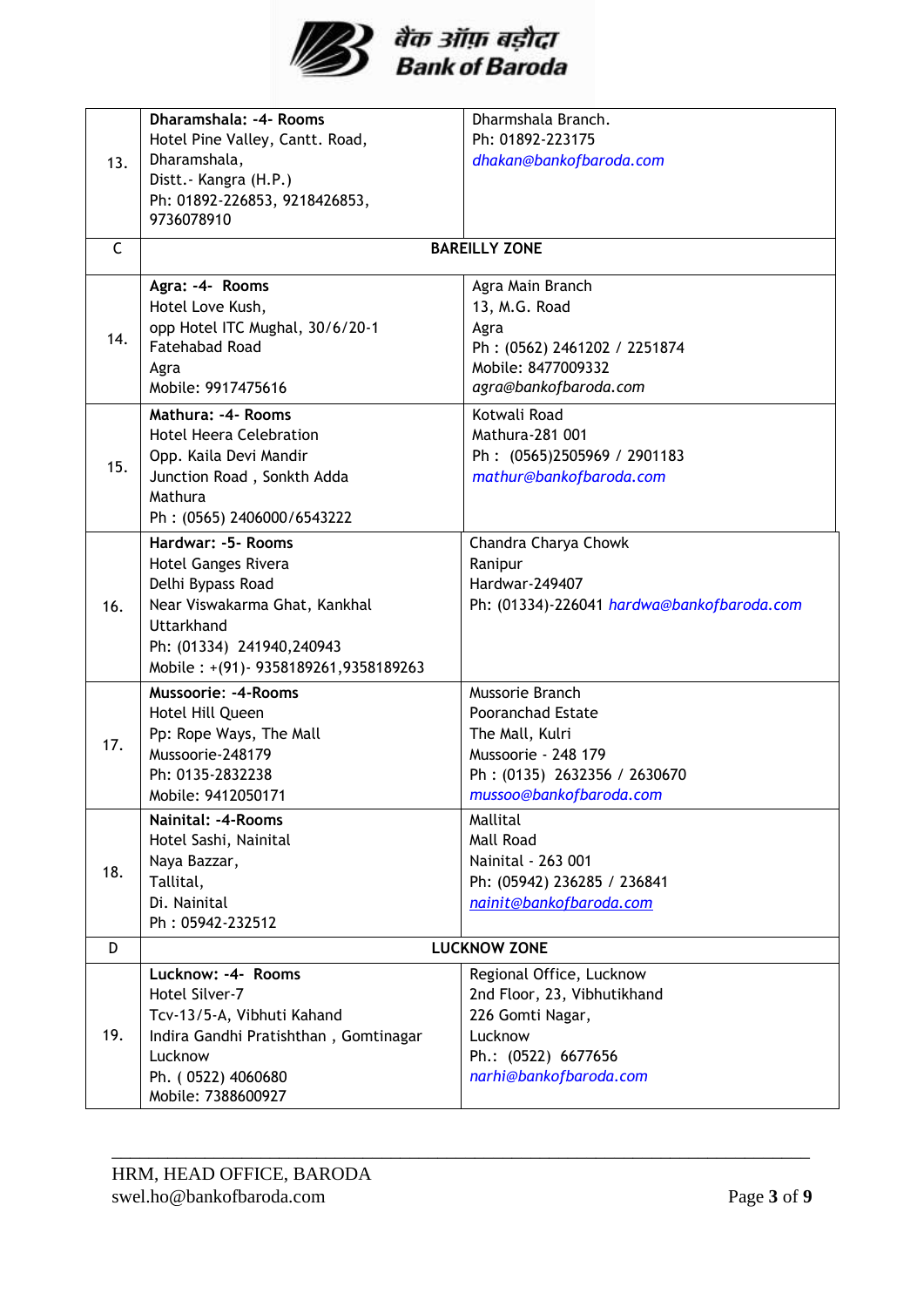| | | |
|---|---|---|
| 13. | **Dharamshala: -4- Rooms**<br>Hotel Pine Valley, Cantt. Road,<br>Dharamshala,<br>Distt.- Kangra (H.P.)<br>Ph: 01892-226853, 9218426853, 9736078910 | Dharmshala Branch.<br>Ph: 01892-223175<br>*dhakan@bankofbaroda.com* |
| C | **BAREILLY ZONE** | |
| 14. | **Agra: -4- Rooms**<br>Hotel Love Kush,<br>opp Hotel ITC Mughal, 30/6/20-1 Fatehabad Road<br>Agra<br>Mobile: 9917475616 | Agra Main Branch<br>13, M.G. Road<br>Agra<br>Ph : (0562) 2461202 / 2251874<br>Mobile: 8477009332<br>*agra@bankofbaroda.com* |
| 15. | **Mathura: -4- Rooms**<br>Hotel Heera Celebration<br>Opp. Kaila Devi Mandir<br>Junction Road , Sonkth Adda<br>Mathura<br>Ph : (0565) 2406000/6543222 | Kotwali Road<br>Mathura-281 001<br>Ph : (0565)2505969 / 2901183<br>*mathur@bankofbaroda.com* |
| 16. | **Hardwar: -5- Rooms**<br>Hotel Ganges Rivera<br>Delhi Bypass Road<br>Near Viswakarma Ghat, Kankhal<br>Uttarkhand<br>Ph: (01334) 241940,240943<br>Mobile : +(91)- 9358189261,9358189263 | Chandra Charya Chowk<br>Ranipur<br>Hardwar-249407<br>Ph: (01334)-226041 *hardwa@bankofbaroda.com* |
| 17. | **Mussoorie: -4-Rooms**<br>Hotel Hill Queen<br>Pp: Rope Ways, The Mall<br>Mussoorie-248179<br>Ph: 0135-2832238<br>Mobile: 9412050171 | Mussorie Branch<br>Pooranchad Estate<br>The Mall, Kulri<br>Mussoorie - 248 179<br>Ph : (0135) 2632356 / 2630670<br>*mussoo@bankofbaroda.com* |
| 18. | **Nainital: -4-Rooms**<br>Hotel Sashi, Nainital<br>Naya Bazzar,<br>Tallital,<br>Di. Nainital<br>Ph : 05942-232512 | Mallital<br>Mall Road<br>Nainital - 263 001<br>Ph: (05942) 236285 / 236841<br>*nainit@bankofbaroda.com* |
| D | **LUCKNOW ZONE** | |
| 19. | **Lucknow: -4- Rooms**<br>Hotel Silver-7<br>Tcv-13/5-A, Vibhuti Kahand<br>Indira Gandhi Pratishthan , Gomtinagar<br>Lucknow<br>Ph. ( 0522) 4060680<br>Mobile: 7388600927 | Regional Office, Lucknow<br>2nd Floor, 23, Vibhutikhand<br>226 Gomti Nagar,<br>Lucknow<br>Ph.: (0522) 6677656<br>*narhi@bankofbaroda.com* |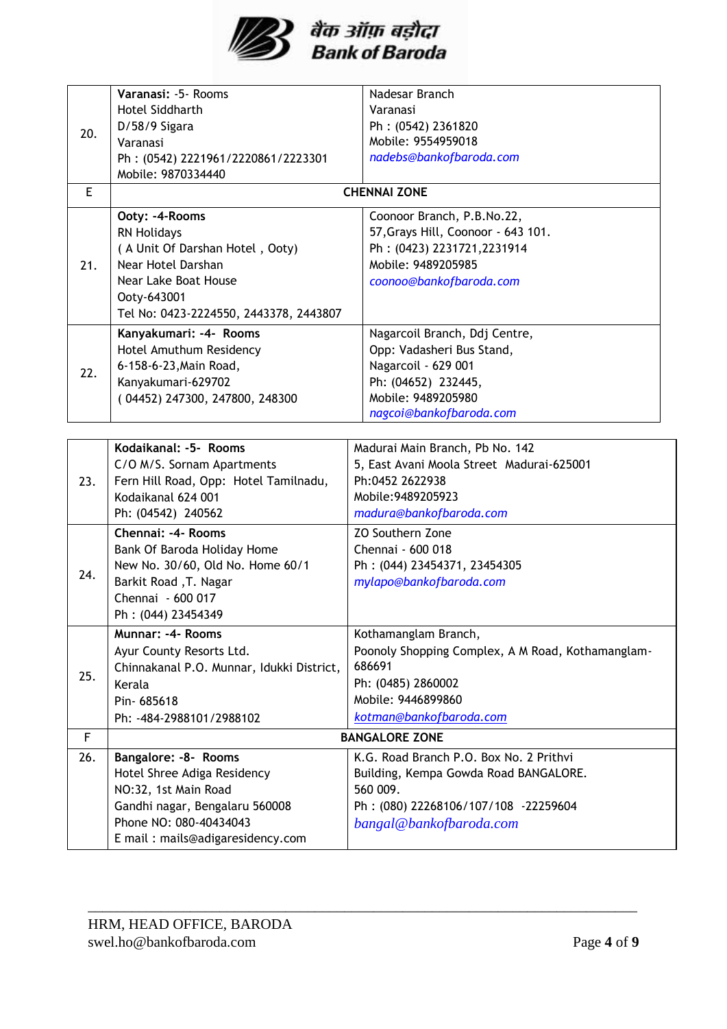| | | |
|---|---|---|
| 20. | **Varanasi:** -5- Rooms<br>Hotel Siddharth<br>D/58/9 Sigara<br>Varanasi<br>Ph : (0542) 2221961/2220861/2223301<br>Mobile: 9870334440 | Nadesar Branch<br>Varanasi<br>Ph : (0542) 2361820<br>Mobile: 9554959018<br>*nadebs@bankofbaroda.com* |
| E | **CHENNAI ZONE** | |
| 21. | **Ooty: -4-Rooms**<br>RN Holidays<br>( A Unit Of Darshan Hotel , Ooty)<br>Near Hotel Darshan<br>Near Lake Boat House<br>Ooty-643001<br>Tel No: 0423-2224550, 2443378, 2443807 | Coonoor Branch, P.B.No.22,<br>57,Grays Hill, Coonoor - 643 101.<br>Ph : (0423) 2231721,2231914<br>Mobile: 9489205985<br>*coonoo@bankofbaroda.com* |
| 22. | **Kanyakumari: -4- Rooms**<br>Hotel Amuthum Residency<br>6-158-6-23,Main Road,<br>Kanyakumari-629702<br>( 04452) 247300, 247800, 248300 | Nagarcoil Branch, Ddj Centre,<br>Opp: Vadasheri Bus Stand,<br>Nagarcoil - 629 001<br>Ph: (04652) 232445,<br>Mobile: 9489205980<br>*nagcoi@bankofbaroda.com* |
| 23. | **Kodaikanal: -5- Rooms**<br>C/O M/S. Sornam Apartments<br>Fern Hill Road, Opp: Hotel Tamilnadu,<br>Kodaikanal 624 001<br>Ph: (04542) 240562 | Madurai Main Branch, Pb No. 142<br>5, East Avani Moola Street Madurai-625001<br>Ph:0452 2622938<br>Mobile:9489205923<br>*madura@bankofbaroda.com* |
| 24. | **Chennai: -4- Rooms**<br>Bank Of Baroda Holiday Home<br>New No. 30/60, Old No. Home 60/1<br>Barkit Road ,T. Nagar<br>Chennai - 600 017<br>Ph : (044) 23454349 | ZO Southern Zone<br>Chennai - 600 018<br>Ph : (044) 23454371, 23454305<br>*mylapo@bankofbaroda.com* |
| 25. | **Munnar: -4- Rooms**<br>Ayur County Resorts Ltd.<br>Chinnakanal P.O. Munnar, Idukki District, Kerala<br>Pin- 685618<br>Ph: -484-2988101/2988102 | Kothamanglam Branch,<br>Poonoly Shopping Complex, A M Road, Kothamanglam-686691<br>Ph: (0485) 2860002<br>Mobile: 9446899860<br>*kotman@bankofbaroda.com* |
| F | **BANGALORE ZONE** | |
| 26. | **Bangalore: -8- Rooms**<br>Hotel Shree Adiga Residency<br>NO:32, 1st Main Road<br>Gandhi nagar, Bengalaru 560008<br>Phone NO: 080-40434043<br>E mail : mails@adigaresidency.com | K.G. Road Branch P.O. Box No. 2 Prithvi Building, Kempa Gowda Road BANGALORE. 560 009.<br>Ph : (080) 22268106/107/108 -22259604<br>*bangal@bankofbaroda.com* |

HRM, HEAD OFFICE, BARODA
swel.ho@bankofbaroda.com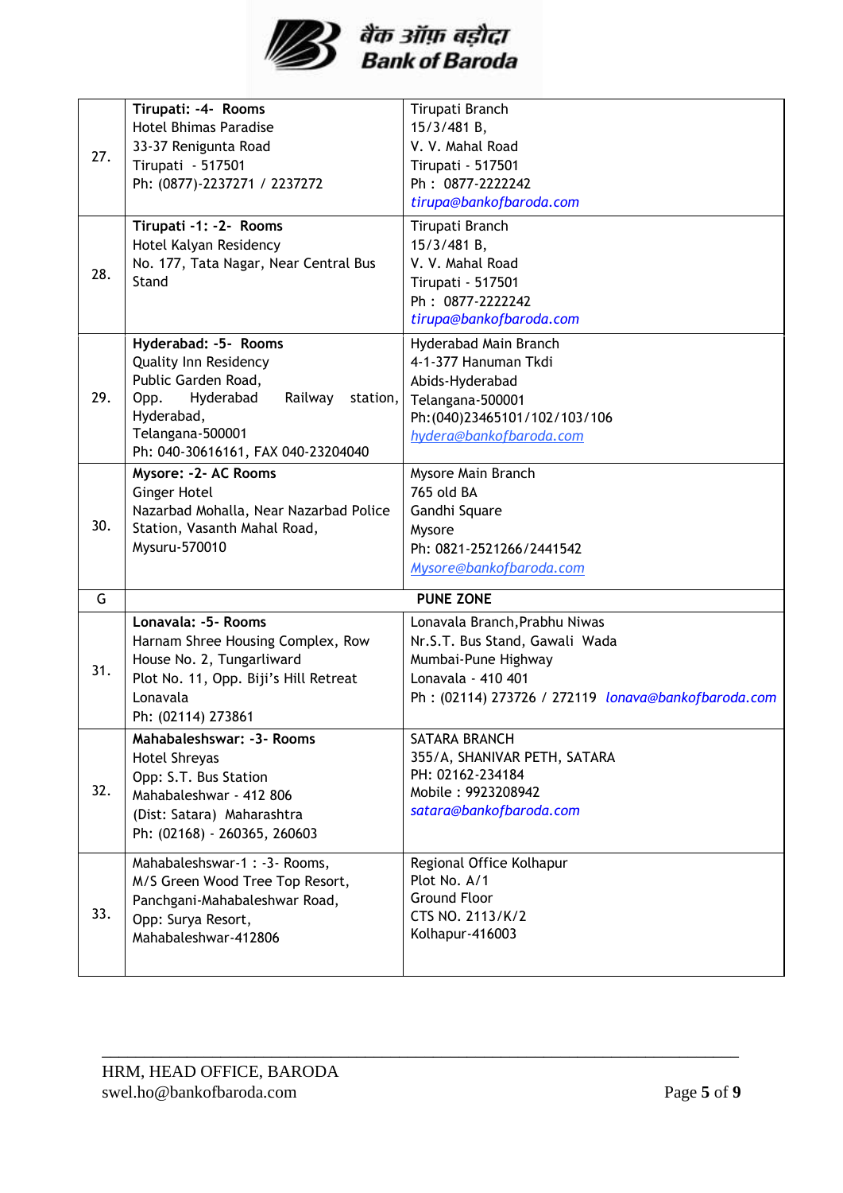| | | |
|---|---|---|
| 27. | **Tirupati: -4- Rooms**<br>Hotel Bhimas Paradise<br>33-37 Renigunta Road<br>Tirupati - 517501<br>Ph: (0877)-2237271 / 2237272 | Tirupati Branch<br>15/3/481 B,<br>V. V. Mahal Road<br>Tirupati - 517501<br>Ph : 0877-2222242<br>*tirupa@bankofbaroda.com* |
| 28. | **Tirupati -1: -2- Rooms**<br>Hotel Kalyan Residency<br>No. 177, Tata Nagar, Near Central Bus Stand | Tirupati Branch<br>15/3/481 B,<br>V. V. Mahal Road<br>Tirupati - 517501<br>Ph : 0877-2222242<br>*tirupa@bankofbaroda.com* |
| 29. | **Hyderabad: -5- Rooms**<br>Quality Inn Residency<br>Public Garden Road,<br>Opp. Hyderabad Railway station, Hyderabad,<br>Telangana-500001<br>Ph: 040-30616161, FAX 040-23204040 | Hyderabad Main Branch<br>4-1-377 Hanuman Tkdi<br>Abids-Hyderabad<br>Telangana-500001<br>Ph:(040)23465101/102/103/106<br>*hydera@bankofbaroda.com* |
| 30. | **Mysore: -2- AC Rooms**<br>Ginger Hotel<br>Nazarbad Mohalla, Near Nazarbad Police Station, Vasanth Mahal Road,<br>Mysuru-570010 | Mysore Main Branch<br>765 old BA<br>Gandhi Square<br>Mysore<br>Ph: 0821-2521266/2441542<br>*Mysore@bankofbaroda.com* |
| G | **PUNE ZONE** | |
| 31. | **Lonavala: -5- Rooms**<br>Harnam Shree Housing Complex, Row House No. 2, Tungarliward<br>Plot No. 11, Opp. Biji's Hill Retreat<br>Lonavala<br>Ph: (02114) 273861 | Lonavala Branch,Prabhu Niwas<br>Nr.S.T. Bus Stand, Gawali Wada<br>Mumbai-Pune Highway<br>Lonavala - 410 401<br>Ph : (02114) 273726 / 272119 *lonava@bankofbaroda.com* |
| 32. | **Mahabaleshswar: -3- Rooms**<br>Hotel Shreyas<br>Opp: S.T. Bus Station<br>Mahabaleshwar - 412 806<br>(Dist: Satara) Maharashtra<br>Ph: (02168) - 260365, 260603 | SATARA BRANCH<br>355/A, SHANIVAR PETH, SATARA<br>PH: 02162-234184<br>Mobile : 9923208942<br>*satara@bankofbaroda.com* |
| 33. | Mahabaleshswar-1 : -3- Rooms,<br>M/S Green Wood Tree Top Resort,<br>Panchgani-Mahabaleshwar Road,<br>Opp: Surya Resort,<br>Mahabaleshwar-412806 | Regional Office Kolhapur<br>Plot No. A/1<br>Ground Floor<br>CTS NO. 2113/K/2<br>Kolhapur-416003 |

HRM, HEAD OFFICE, BARODA
swel.ho@bankofbaroda.com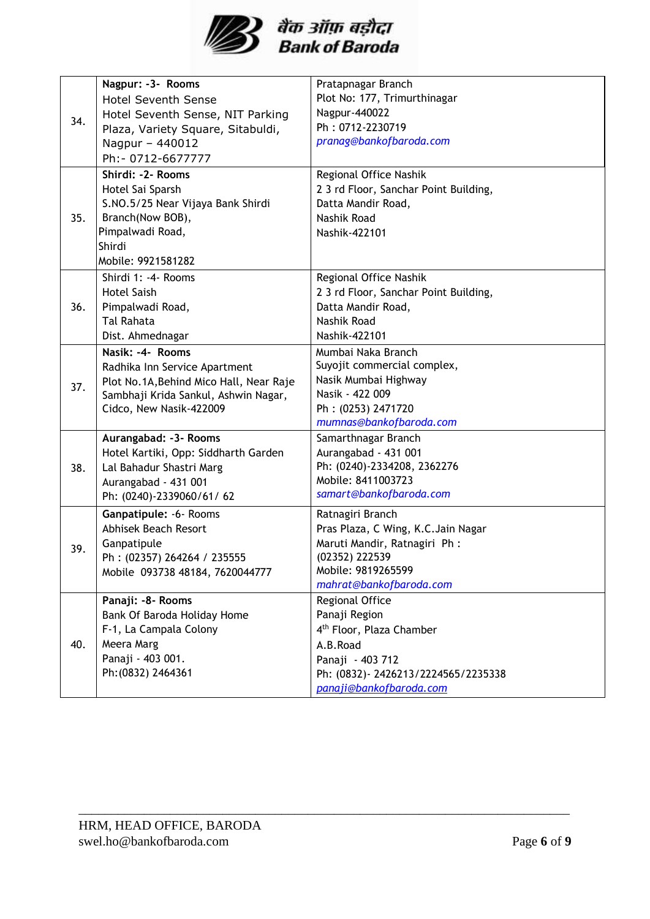| | | |
|---|---|---|
| 34. | **Nagpur: -3- Rooms**<br>Hotel Seventh Sense<br>Hotel Seventh Sense, NIT Parking Plaza, Variety Square, Sitabuldi, Nagpur – 440012<br>Ph:- 0712-6677777 | Pratapnagar Branch<br>Plot No: 177, Trimurthinagar<br>Nagpur-440022<br>Ph : 0712-2230719<br>*pranag@bankofbaroda.com* |
| 35. | **Shirdi: -2- Rooms**<br>Hotel Sai Sparsh<br>S.NO.5/25 Near Vijaya Bank Shirdi Branch(Now BOB),<br>Pimpalwadi Road,<br>Shirdi<br>Mobile: 9921581282 | Regional Office Nashik<br>2 3 rd Floor, Sanchar Point Building,<br>Datta Mandir Road,<br>Nashik Road<br>Nashik-422101 |
| 36. | Shirdi 1: -4- Rooms<br>Hotel Saish<br>Pimpalwadi Road,<br>Tal Rahata<br>Dist. Ahmednagar | Regional Office Nashik<br>2 3 rd Floor, Sanchar Point Building,<br>Datta Mandir Road,<br>Nashik Road<br>Nashik-422101 |
| 37. | **Nasik: -4- Rooms**<br>Radhika Inn Service Apartment<br>Plot No.1A,Behind Mico Hall, Near Raje Sambhaji Krida Sankul, Ashwin Nagar, Cidco, New Nasik-422009 | Mumbai Naka Branch<br>Suyojit commercial complex,<br>Nasik Mumbai Highway<br>Nasik - 422 009<br>Ph : (0253) 2471720<br>*mumnas@bankofbaroda.com* |
| 38. | **Aurangabad: -3- Rooms**<br>Hotel Kartiki, Opp: Siddharth Garden<br>Lal Bahadur Shastri Marg<br>Aurangabad - 431 001<br>Ph: (0240)-2339060/61/ 62 | Samarthnagar Branch<br>Aurangabad - 431 001<br>Ph: (0240)-2334208, 2362276<br>Mobile: 8411003723<br>*samart@bankofbaroda.com* |
| 39. | **Ganpatipule:** -6- Rooms<br>Abhisek Beach Resort<br>Ganpatipule<br>Ph : (02357) 264264 / 235555<br>Mobile 093738 48184, 7620044777 | Ratnagiri Branch<br>Pras Plaza, C Wing, K.C.Jain Nagar<br>Maruti Mandir, Ratnagiri Ph :<br>(02352) 222539<br>Mobile: 9819265599<br>*mahrat@bankofbaroda.com* |
| 40. | **Panaji: -8- Rooms**<br>Bank Of Baroda Holiday Home<br>F-1, La Campala Colony<br>Meera Marg<br>Panaji - 403 001.<br>Ph:(0832) 2464361 | Regional Office<br>Panaji Region<br>4th Floor, Plaza Chamber<br>A.B.Road<br>Panaji - 403 712<br>Ph: (0832)- 2426213/2224565/2235338<br>*panaji@bankofbaroda.com* |

HRM, HEAD OFFICE, BARODA
swel.ho@bankofbaroda.com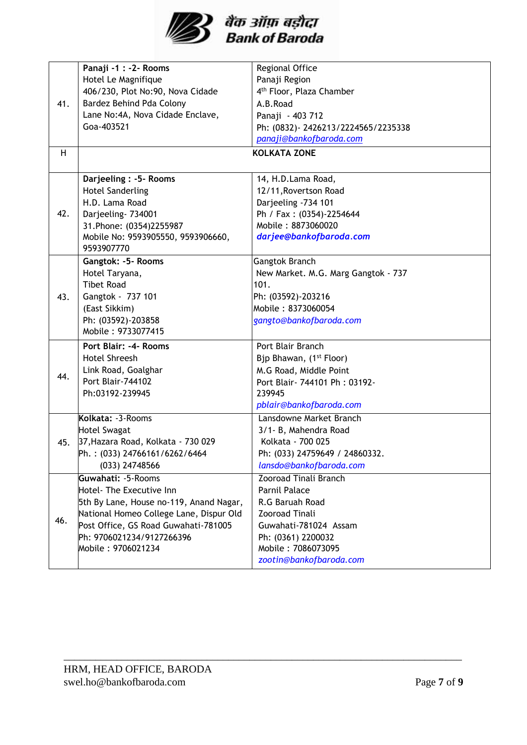| | | |
|---|---|---|
| 41. | **Panaji -1 : -2- Rooms**<br>Hotel Le Magnifique<br>406/230, Plot No:90, Nova Cidade<br>Bardez Behind Pda Colony<br>Lane No:4A, Nova Cidade Enclave,<br>Goa-403521 | Regional Office<br>Panaji Region<br>4th Floor, Plaza Chamber<br>A.B.Road<br>Panaji - 403 712<br>Ph: (0832)- 2426213/2224565/2235338<br>*panaji@bankofbaroda.com* |
| H | **KOLKATA ZONE** | |
| 42. | **Darjeeling : -5- Rooms**<br>Hotel Sanderling<br>H.D. Lama Road<br>Darjeeling- 734001<br>31.Phone: (0354)2255987<br>Mobile No: 9593905550, 9593906660, 9593907770 | 14, H.D.Lama Road,<br>12/11,Rovertson Road<br>Darjeeling -734 101<br>Ph / Fax : (0354)-2254644<br>Mobile : 8873060020<br>***darjee@bankofbaroda.com*** |
| 43. | **Gangtok: -5- Rooms**<br>Hotel Taryana,<br>Tibet Road<br>Gangtok - 737 101<br>(East Sikkim)<br>Ph: (03592)-203858<br>Mobile : 9733077415 | Gangtok Branch<br>New Market. M.G. Marg Gangtok - 737 101.<br>Ph: (03592)-203216<br>Mobile : 8373060054<br>*gangto@bankofbaroda.com* |
| 44. | **Port Blair: -4- Rooms**<br>Hotel Shreesh<br>Link Road, Goalghar<br>Port Blair-744102<br>Ph:03192-239945 | Port Blair Branch<br>Bjp Bhawan, (1st Floor)<br>M.G Road, Middle Point<br>Port Blair- 744101 Ph : 03192-239945<br>*pblair@bankofbaroda.com* |
| 45. | **Kolkata:** -3-Rooms<br>Hotel Swagat<br>37,Hazara Road, Kolkata - 730 029<br>Ph. : (033) 24766161/6262/6464<br>(033) 24748566 | Lansdowne Market Branch<br>3/1- B, Mahendra Road<br>Kolkata - 700 025<br>Ph: (033) 24759649 / 24860332.<br>*lansdo@bankofbaroda.com* |
| 46. | **Guwahati:** -5-Rooms<br>Hotel- The Executive Inn<br>5th By Lane, House no-119, Anand Nagar, National Homeo College Lane, Dispur Old Post Office, GS Road Guwahati-781005<br>Ph: 9706021234/9127266396<br>Mobile : 9706021234 | Zooroad Tinali Branch<br>Parnil Palace<br>R.G Baruah Road<br>Zooroad Tinali<br>Guwahati-781024 Assam<br>Ph: (0361) 2200032<br>Mobile : 7086073095<br>*zootin@bankofbaroda.com* |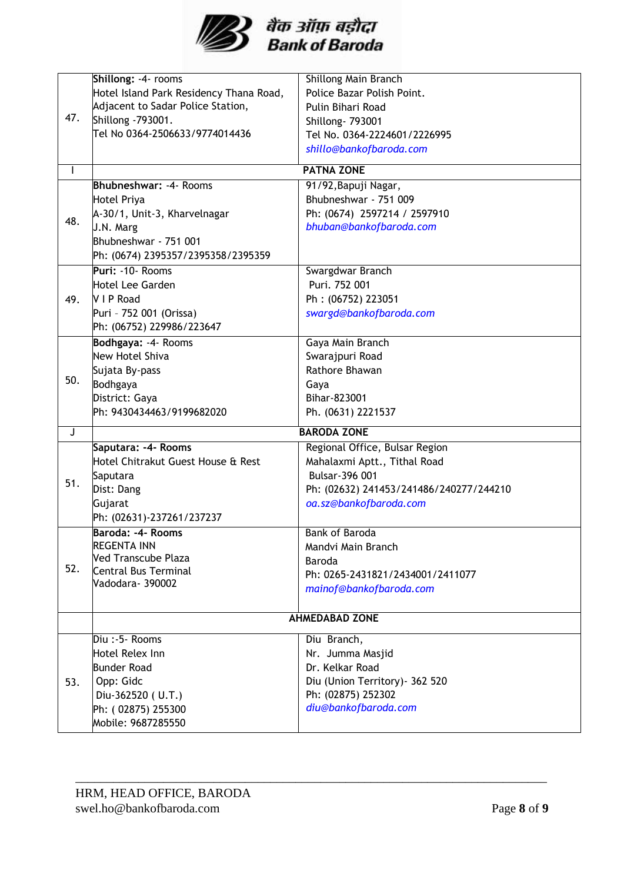| | | |
|---|---|---|
| 47. | **Shillong:** -4- rooms<br>Hotel Island Park Residency Thana Road,<br>Adjacent to Sadar Police Station,<br>Shillong -793001.<br>Tel No 0364-2506633/9774014436 | Shillong Main Branch<br>Police Bazar Polish Point.<br>Pulin Bihari Road<br>Shillong- 793001<br>Tel No. 0364-2224601/2226995<br>*shillo@bankofbaroda.com* |
| I | **PATNA ZONE** | |
| 48. | **Bhubneshwar:** -4- Rooms<br>Hotel Priya<br>A-30/1, Unit-3, Kharvelnagar<br>J.N. Marg<br>Bhubneshwar - 751 001<br>Ph: (0674) 2395357/2395358/2395359 | 91/92,Bapuji Nagar,<br>Bhubneshwar - 751 009<br>Ph: (0674) 2597214 / 2597910<br>*bhuban@bankofbaroda.com* |
| 49. | **Puri:** -10- Rooms<br>Hotel Lee Garden<br>V I P Road<br>Puri - 752 001 (Orissa)<br>Ph: (06752) 229986/223647 | Swargdwar Branch<br>Puri. 752 001<br>Ph : (06752) 223051<br>*swargd@bankofbaroda.com* |
| 50. | **Bodhgaya:** -4- Rooms<br>New Hotel Shiva<br>Sujata By-pass<br>Bodhgaya<br>District: Gaya<br>Ph: 9430434463/9199682020 | Gaya Main Branch<br>Swarajpuri Road<br>Rathore Bhawan<br>Gaya<br>Bihar-823001<br>Ph. (0631) 2221537 |
| J | **BARODA ZONE** | |
| 51. | **Saputara: -4- Rooms**<br>Hotel Chitrakut Guest House & Rest<br>Saputara<br>Dist: Dang<br>Gujarat<br>Ph: (02631)-237261/237237 | Regional Office, Bulsar Region<br>Mahalaxmi Aptt., Tithal Road<br>Bulsar-396 001<br>Ph: (02632) 241453/241486/240277/244210<br>*oa.sz@bankofbaroda.com* |
| 52. | **Baroda: -4- Rooms**<br>REGENTA INN<br>Ved Transcube Plaza<br>Central Bus Terminal<br>Vadodara- 390002 | Bank of Baroda<br>Mandvi Main Branch<br>Baroda<br>Ph: 0265-2431821/2434001/2411077<br>*mainof@bankofbaroda.com* |
| | **AHMEDABAD ZONE** | |
| 53. | Diu :-5- Rooms<br>Hotel Relex Inn<br>Bunder Road<br>Opp: Gidc<br>Diu-362520 ( U.T.)<br>Ph: ( 02875) 255300<br>Mobile: 9687285550 | Diu Branch,<br>Nr. Jumma Masjid<br>Dr. Kelkar Road<br>Diu (Union Territory)- 362 520<br>Ph: (02875) 252302<br>*diu@bankofbaroda.com* |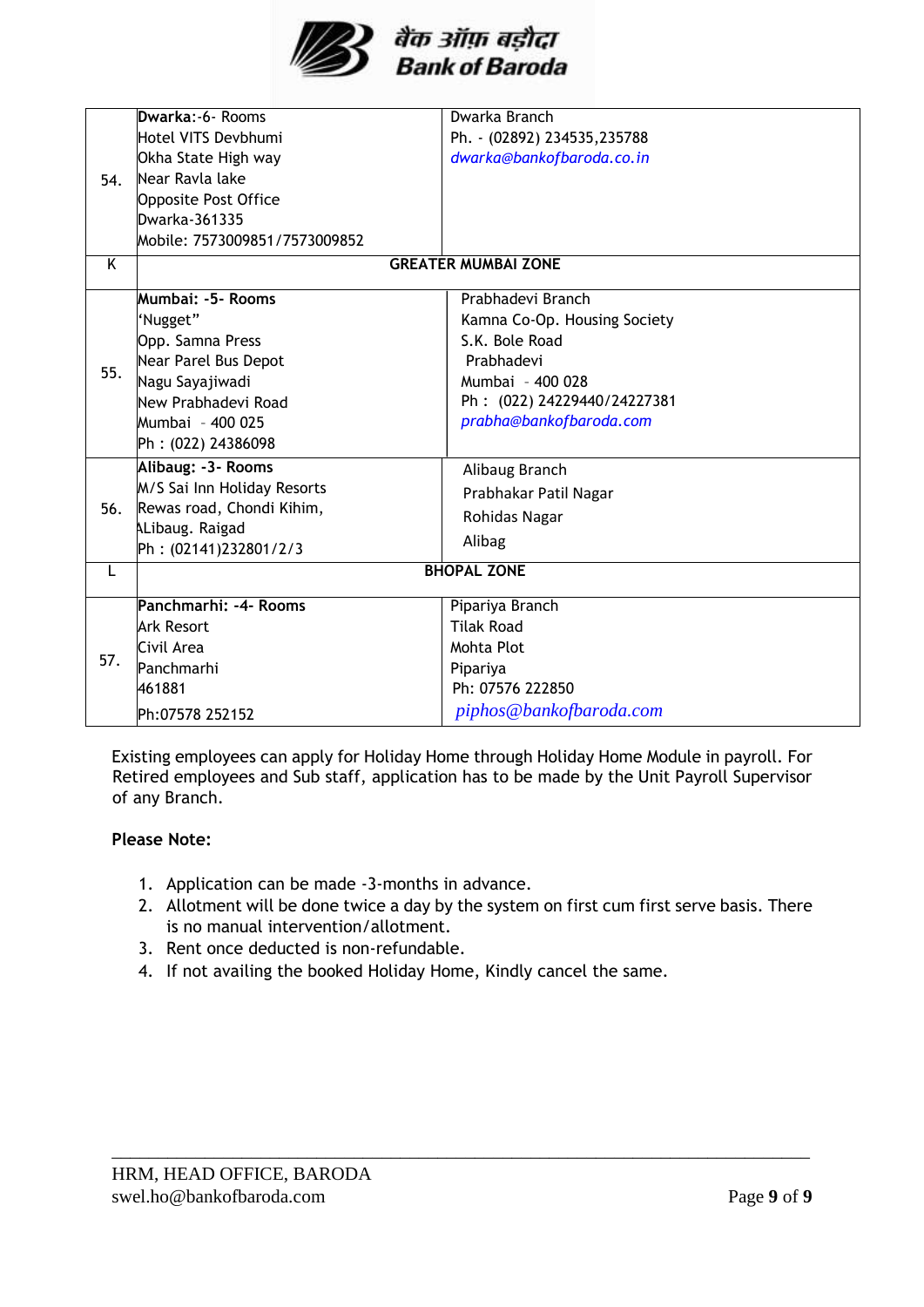| | | |
|---|---|---|
| 54. | **Dwarka**:-6- Rooms<br>Hotel VITS Devbhumi<br>Okha State High way<br>Near Ravla lake<br>Opposite Post Office<br>Dwarka-361335<br>Mobile: 7573009851/7573009852 | Dwarka Branch<br>Ph. - (02892) 234535,235788<br>*dwarka@bankofbaroda.co.in* |
| K | **GREATER MUMBAI ZONE** | |
| 55. | **Mumbai: -5- Rooms**<br>'Nugget"<br>Opp. Samna Press<br>Near Parel Bus Depot<br>Nagu Sayajiwadi<br>New Prabhadevi Road<br>Mumbai - 400 025<br>Ph : (022) 24386098 | Prabhadevi Branch<br>Kamna Co-Op. Housing Society<br>S.K. Bole Road<br>Prabhadevi<br>Mumbai - 400 028<br>Ph : (022) 24229440/24227381<br>*prabha@bankofbaroda.com* |
| 56. | **Alibaug: -3- Rooms**<br>M/S Sai Inn Holiday Resorts<br>Rewas road, Chondi Kihim,<br>ALibaug. Raigad<br>Ph : (02141)232801/2/3 | Alibaug Branch<br>Prabhakar Patil Nagar<br>Rohidas Nagar<br>Alibag |
| L | **BHOPAL ZONE** | |
| 57. | **Panchmarhi: -4- Rooms**<br>Ark Resort<br>Civil Area<br>Panchmarhi<br>461881<br>Ph:07578 252152 | Pipariya Branch<br>Tilak Road<br>Mohta Plot<br>Pipariya<br>Ph: 07576 222850<br>*piphos@bankofbaroda.com* |

Existing employees can apply for Holiday Home through Holiday Home Module in payroll. For Retired employees and Sub staff, application has to be made by the Unit Payroll Supervisor of any Branch.

**Please Note:**

1. Application can be made -3-months in advance.
2. Allotment will be done twice a day by the system on first cum first serve basis. There is no manual intervention/allotment.
3. Rent once deducted is non-refundable.
4. If not availing the booked Holiday Home, Kindly cancel the same.

HRM, HEAD OFFICE, BARODA
swel.ho@bankofbaroda.com